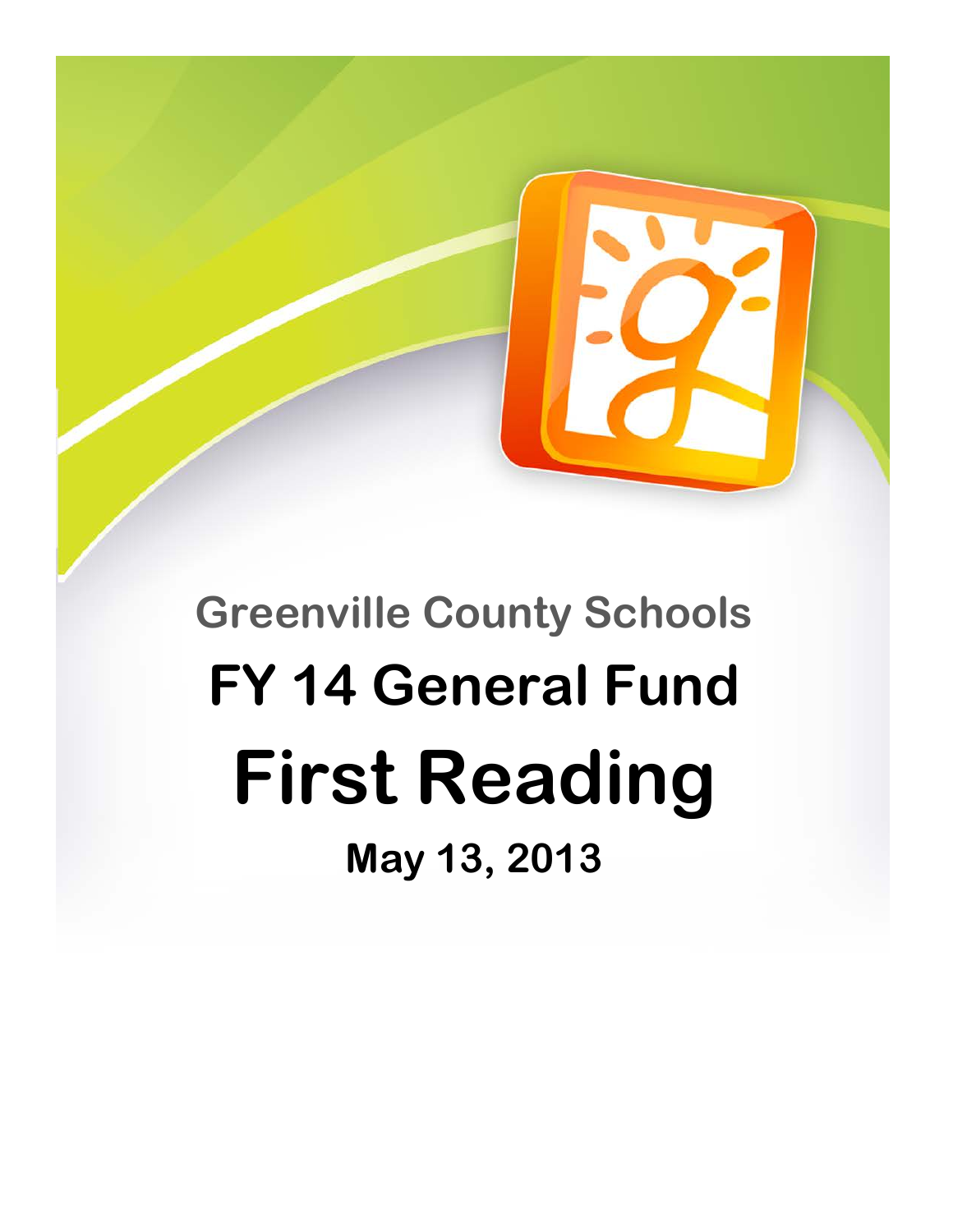## Greenville County Schools

# FY 14 General Fund

# First Reading

### May 13, 2013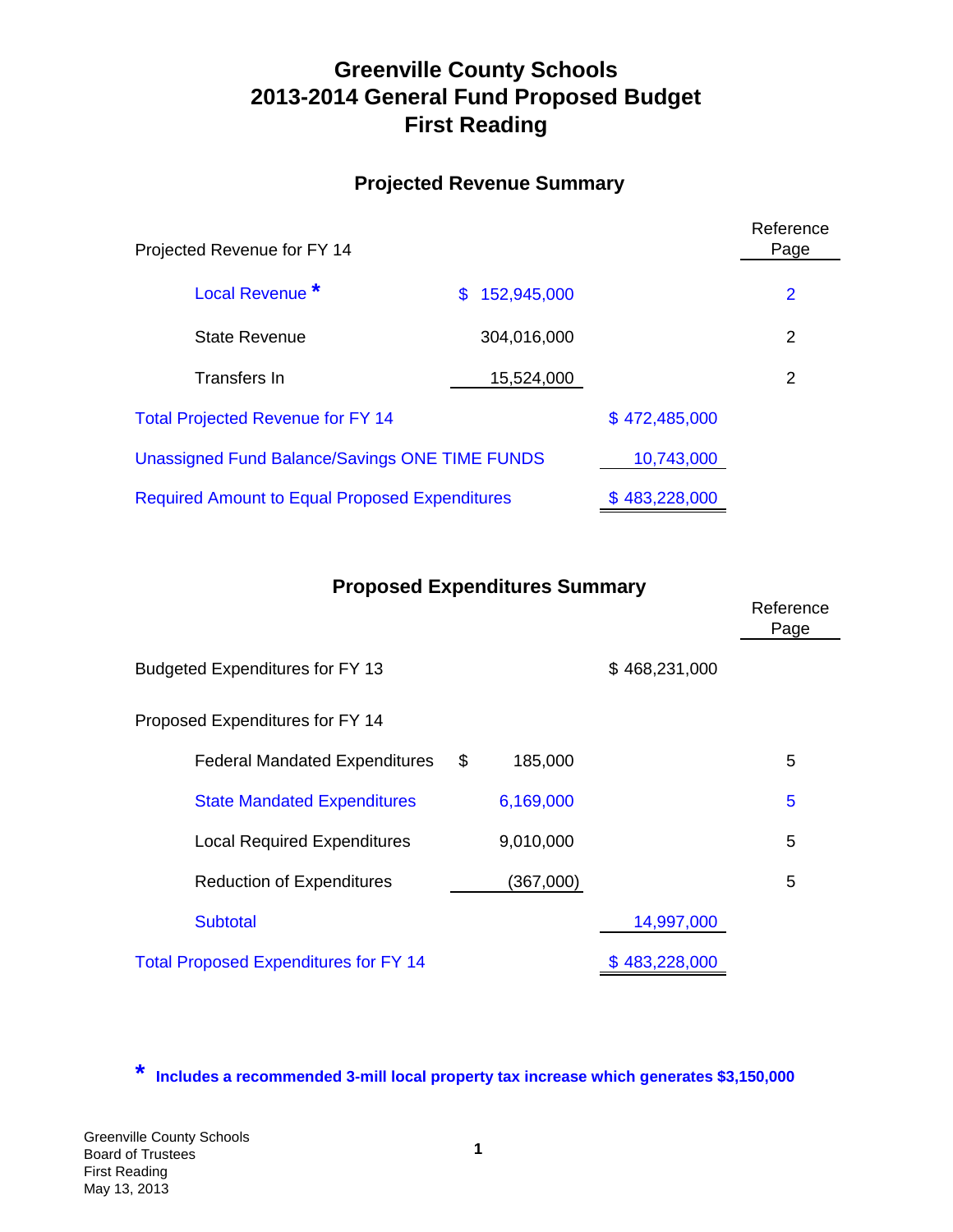# Greenville County Schools
# 2013-2014 General Fund Proposed Budget
# First Reading

## Projected Revenue Summary

| Projected Revenue for FY 14 | | | Reference Page |
|---|---|---|---|
| Local Revenue * | $ 152,945,000 | | 2 |
| State Revenue | 304,016,000 | | 2 |
| Transfers In | 15,524,000 | | 2 |
| Total Projected Revenue for FY 14 | | $ 472,485,000 | |
| Unassigned Fund Balance/Savings ONE TIME FUNDS | | 10,743,000 | |
| Required Amount to Equal Proposed Expenditures | | $ 483,228,000 | |

## Proposed Expenditures Summary

| | | | Reference Page |
|---|---|---|---|
| Budgeted Expenditures for FY 13 | | $ 468,231,000 | |
| Proposed Expenditures for FY 14 | | | |
| Federal Mandated Expenditures | $ 185,000 | | 5 |
| State Mandated Expenditures | 6,169,000 | | 5 |
| Local Required Expenditures | 9,010,000 | | 5 |
| Reduction of Expenditures | (367,000) | | 5 |
| Subtotal | | 14,997,000 | |
| Total Proposed Expenditures for FY 14 | | $ 483,228,000 | |

**\* Includes a recommended 3-mill local property tax increase which generates $3,150,000**

Greenville County Schools
Board of Trustees
First Reading
May 13, 2013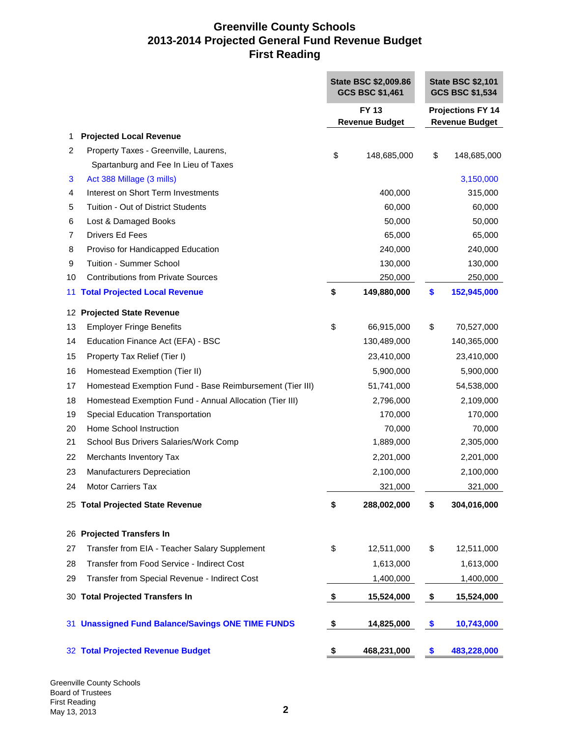# Greenville County Schools
## 2013-2014 Projected General Fund Revenue Budget
## First Reading

| | | State BSC $2,009.86 GCS BSC $1,461 | State BSC $2,101 GCS BSC $1,534 |
|---|---|---|---|
| | | FY 13 Revenue Budget | Projections FY 14 Revenue Budget |
| 1 | **Projected Local Revenue** | | |
| 2 | Property Taxes - Greenville, Laurens, Spartanburg and Fee In Lieu of Taxes | $ 148,685,000 | $ 148,685,000 |
| 3 | Act 388 Millage (3 mills) | | 3,150,000 |
| 4 | Interest on Short Term Investments | 400,000 | 315,000 |
| 5 | Tuition - Out of District Students | 60,000 | 60,000 |
| 6 | Lost & Damaged Books | 50,000 | 50,000 |
| 7 | Drivers Ed Fees | 65,000 | 65,000 |
| 8 | Proviso for Handicapped Education | 240,000 | 240,000 |
| 9 | Tuition - Summer School | 130,000 | 130,000 |
| 10 | Contributions from Private Sources | 250,000 | 250,000 |
| 11 | **Total Projected Local Revenue** | **$ 149,880,000** | **$ 152,945,000** |
| 12 | **Projected State Revenue** | | |
| 13 | Employer Fringe Benefits | $ 66,915,000 | $ 70,527,000 |
| 14 | Education Finance Act (EFA) - BSC | 130,489,000 | 140,365,000 |
| 15 | Property Tax Relief (Tier I) | 23,410,000 | 23,410,000 |
| 16 | Homestead Exemption (Tier II) | 5,900,000 | 5,900,000 |
| 17 | Homestead Exemption Fund - Base Reimbursement (Tier III) | 51,741,000 | 54,538,000 |
| 18 | Homestead Exemption Fund - Annual Allocation (Tier III) | 2,796,000 | 2,109,000 |
| 19 | Special Education Transportation | 170,000 | 170,000 |
| 20 | Home School Instruction | 70,000 | 70,000 |
| 21 | School Bus Drivers Salaries/Work Comp | 1,889,000 | 2,305,000 |
| 22 | Merchants Inventory Tax | 2,201,000 | 2,201,000 |
| 23 | Manufacturers Depreciation | 2,100,000 | 2,100,000 |
| 24 | Motor Carriers Tax | 321,000 | 321,000 |
| 25 | **Total Projected State Revenue** | **$ 288,002,000** | **$ 304,016,000** |
| 26 | **Projected Transfers In** | | |
| 27 | Transfer from EIA - Teacher Salary Supplement | $ 12,511,000 | $ 12,511,000 |
| 28 | Transfer from Food Service - Indirect Cost | 1,613,000 | 1,613,000 |
| 29 | Transfer from Special Revenue - Indirect Cost | 1,400,000 | 1,400,000 |
| 30 | **Total Projected Transfers In** | **$ 15,524,000** | **$ 15,524,000** |
| 31 | **Unassigned Fund Balance/Savings ONE TIME FUNDS** | **$ 14,825,000** | **$ 10,743,000** |
| 32 | **Total Projected Revenue Budget** | **$ 468,231,000** | **$ 483,228,000** |

Greenville County Schools
Board of Trustees
First Reading
May 13, 2013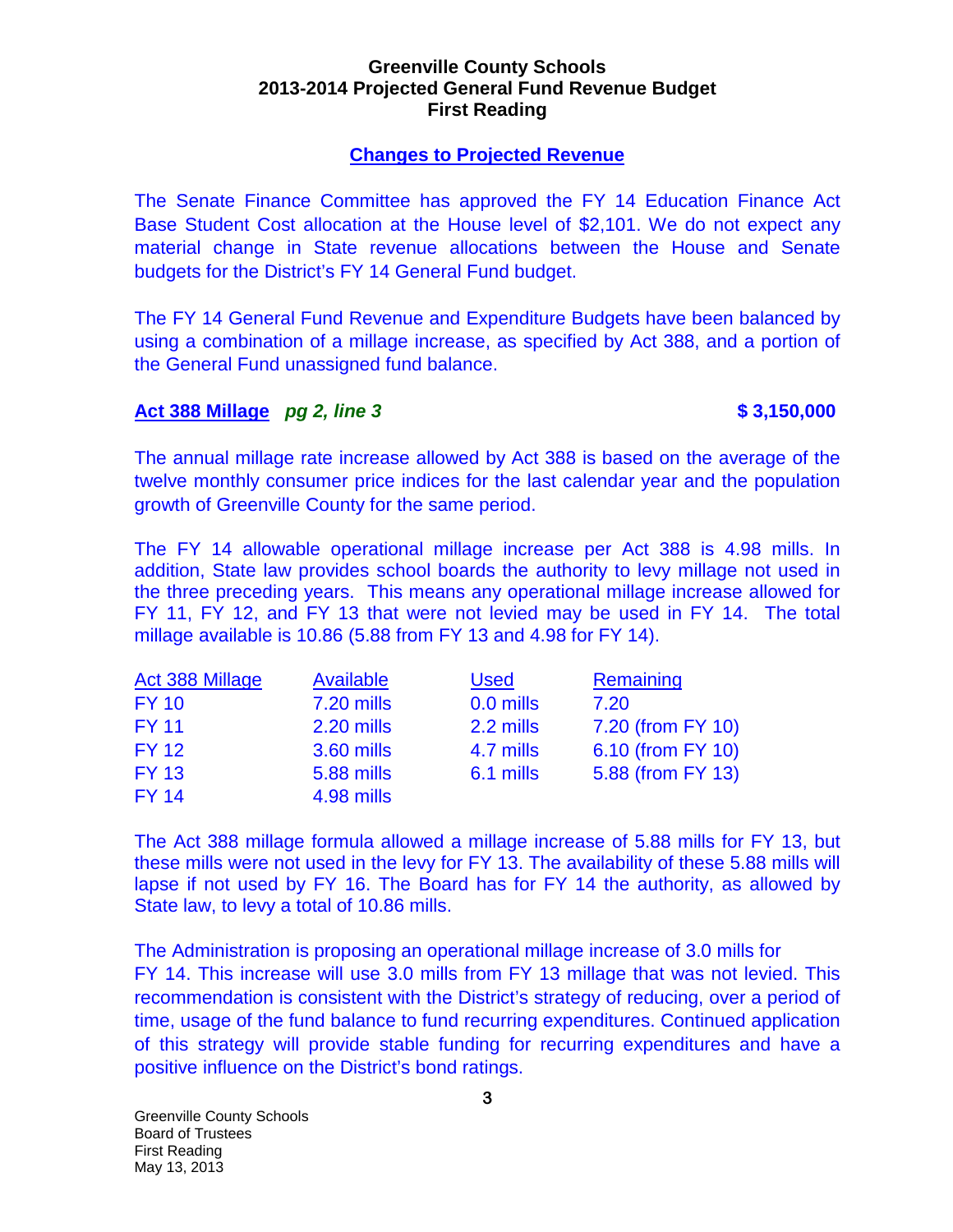**Greenville County Schools**
**2013-2014 Projected General Fund Revenue Budget**
**First Reading**

## Changes to Projected Revenue

The Senate Finance Committee has approved the FY 14 Education Finance Act Base Student Cost allocation at the House level of $2,101. We do not expect any material change in State revenue allocations between the House and Senate budgets for the District's FY 14 General Fund budget.

The FY 14 General Fund Revenue and Expenditure Budgets have been balanced by using a combination of a millage increase, as specified by Act 388, and a portion of the General Fund unassigned fund balance.

### Act 388 Millage *pg 2, line 3* $ 3,150,000

The annual millage rate increase allowed by Act 388 is based on the average of the twelve monthly consumer price indices for the last calendar year and the population growth of Greenville County for the same period.

The FY 14 allowable operational millage increase per Act 388 is 4.98 mills. In addition, State law provides school boards the authority to levy millage not used in the three preceding years. This means any operational millage increase allowed for FY 11, FY 12, and FY 13 that were not levied may be used in FY 14. The total millage available is 10.86 (5.88 from FY 13 and 4.98 for FY 14).

| Act 388 Millage | Available | Used | Remaining |
|---|---|---|---|
| FY 10 | 7.20 mills | 0.0 mills | 7.20 |
| FY 11 | 2.20 mills | 2.2 mills | 7.20 (from FY 10) |
| FY 12 | 3.60 mills | 4.7 mills | 6.10 (from FY 10) |
| FY 13 | 5.88 mills | 6.1 mills | 5.88 (from FY 13) |
| FY 14 | 4.98 mills | | |

The Act 388 millage formula allowed a millage increase of 5.88 mills for FY 13, but these mills were not used in the levy for FY 13. The availability of these 5.88 mills will lapse if not used by FY 16. The Board has for FY 14 the authority, as allowed by State law, to levy a total of 10.86 mills.

The Administration is proposing an operational millage increase of 3.0 mills for FY 14. This increase will use 3.0 mills from FY 13 millage that was not levied. This recommendation is consistent with the District's strategy of reducing, over a period of time, usage of the fund balance to fund recurring expenditures. Continued application of this strategy will provide stable funding for recurring expenditures and have a positive influence on the District's bond ratings.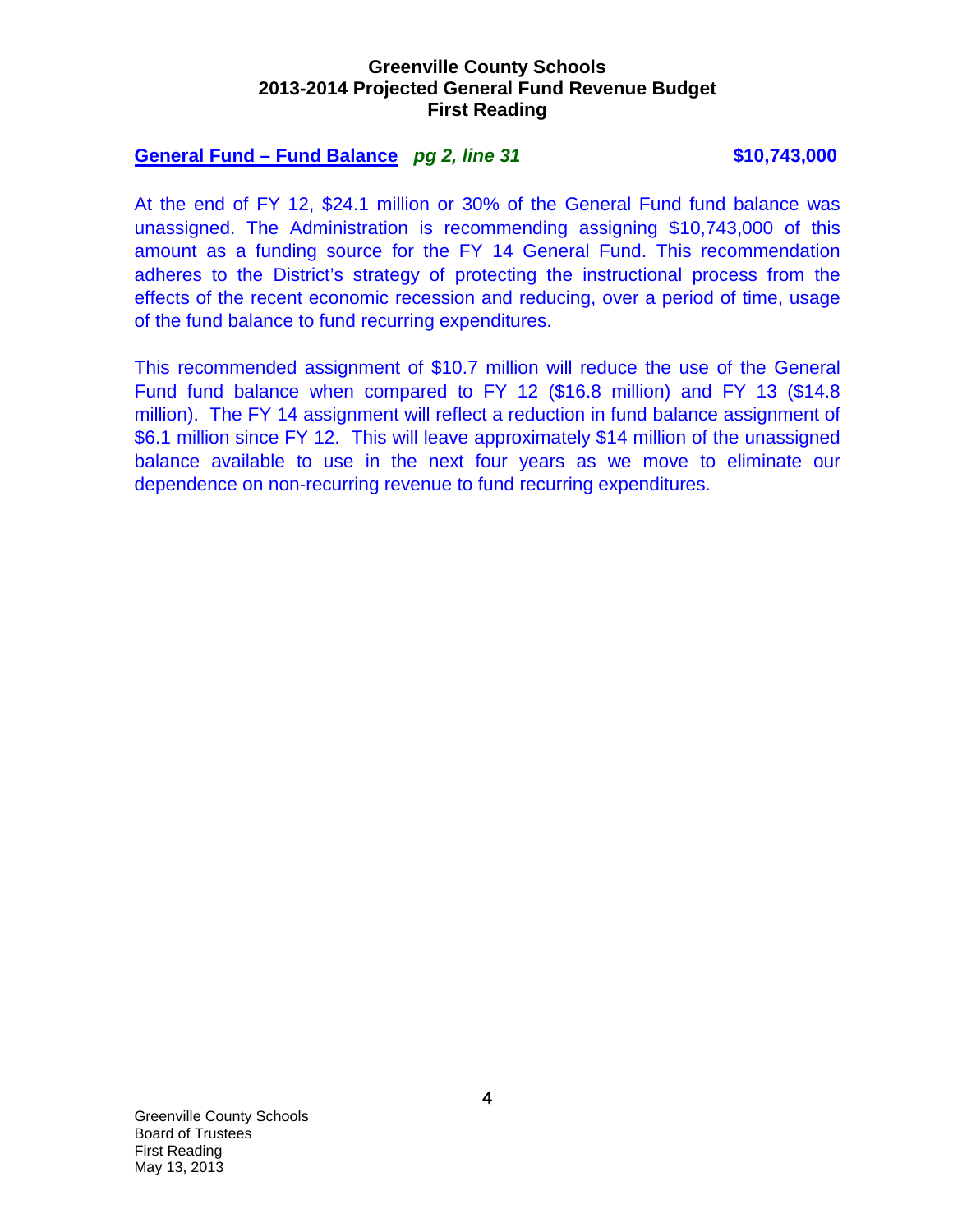**General Fund – Fund Balance** *pg 2, line 31* **$10,743,000**

At the end of FY 12, $24.1 million or 30% of the General Fund fund balance was unassigned. The Administration is recommending assigning $10,743,000 of this amount as a funding source for the FY 14 General Fund. This recommendation adheres to the District's strategy of protecting the instructional process from the effects of the recent economic recession and reducing, over a period of time, usage of the fund balance to fund recurring expenditures.

This recommended assignment of $10.7 million will reduce the use of the General Fund fund balance when compared to FY 12 ($16.8 million) and FY 13 ($14.8 million). The FY 14 assignment will reflect a reduction in fund balance assignment of $6.1 million since FY 12. This will leave approximately $14 million of the unassigned balance available to use in the next four years as we move to eliminate our dependence on non-recurring revenue to fund recurring expenditures.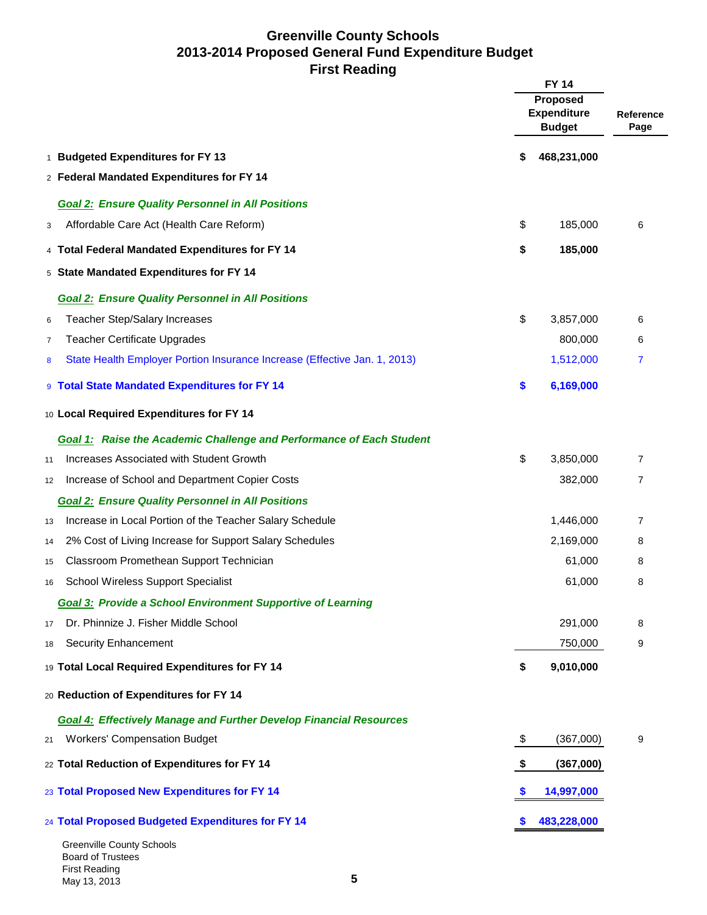# Greenville County Schools
## 2013-2014 Proposed General Fund Expenditure Budget
## First Reading

| # | | FY 14 Proposed Expenditure Budget | Reference Page |
|---|---|---|---|
| 1 | **Budgeted Expenditures for FY 13** | **$ 468,231,000** | |
| 2 | **Federal Mandated Expenditures for FY 14** | | |
| | ***Goal 2: Ensure Quality Personnel in All Positions*** | | |
| 3 | Affordable Care Act (Health Care Reform) | $ 185,000 | 6 |
| 4 | **Total Federal Mandated Expenditures for FY 14** | **$ 185,000** | |
| 5 | **State Mandated Expenditures for FY 14** | | |
| | ***Goal 2: Ensure Quality Personnel in All Positions*** | | |
| 6 | Teacher Step/Salary Increases | $ 3,857,000 | 6 |
| 7 | Teacher Certificate Upgrades | 800,000 | 6 |
| 8 | State Health Employer Portion Insurance Increase (Effective Jan. 1, 2013) | 1,512,000 | 7 |
| 9 | **Total State Mandated Expenditures for FY 14** | **$ 6,169,000** | |
| 10 | **Local Required Expenditures for FY 14** | | |
| | ***Goal 1: Raise the Academic Challenge and Performance of Each Student*** | | |
| 11 | Increases Associated with Student Growth | $ 3,850,000 | 7 |
| 12 | Increase of School and Department Copier Costs | 382,000 | 7 |
| | ***Goal 2: Ensure Quality Personnel in All Positions*** | | |
| 13 | Increase in Local Portion of the Teacher Salary Schedule | 1,446,000 | 7 |
| 14 | 2% Cost of Living Increase for Support Salary Schedules | 2,169,000 | 8 |
| 15 | Classroom Promethean Support Technician | 61,000 | 8 |
| 16 | School Wireless Support Specialist | 61,000 | 8 |
| | ***Goal 3: Provide a School Environment Supportive of Learning*** | | |
| 17 | Dr. Phinnize J. Fisher Middle School | 291,000 | 8 |
| 18 | Security Enhancement | 750,000 | 9 |
| 19 | **Total Local Required Expenditures for FY 14** | **$ 9,010,000** | |
| 20 | **Reduction of Expenditures for FY 14** | | |
| | ***Goal 4: Effectively Manage and Further Develop Financial Resources*** | | |
| 21 | Workers' Compensation Budget | $ (367,000) | 9 |
| 22 | **Total Reduction of Expenditures for FY 14** | **$ (367,000)** | |
| 23 | **Total Proposed New Expenditures for FY 14** | **$ 14,997,000** | |
| 24 | **Total Proposed Budgeted Expenditures for FY 14** | **$ 483,228,000** | |

Greenville County Schools
Board of Trustees
First Reading
May 13, 2013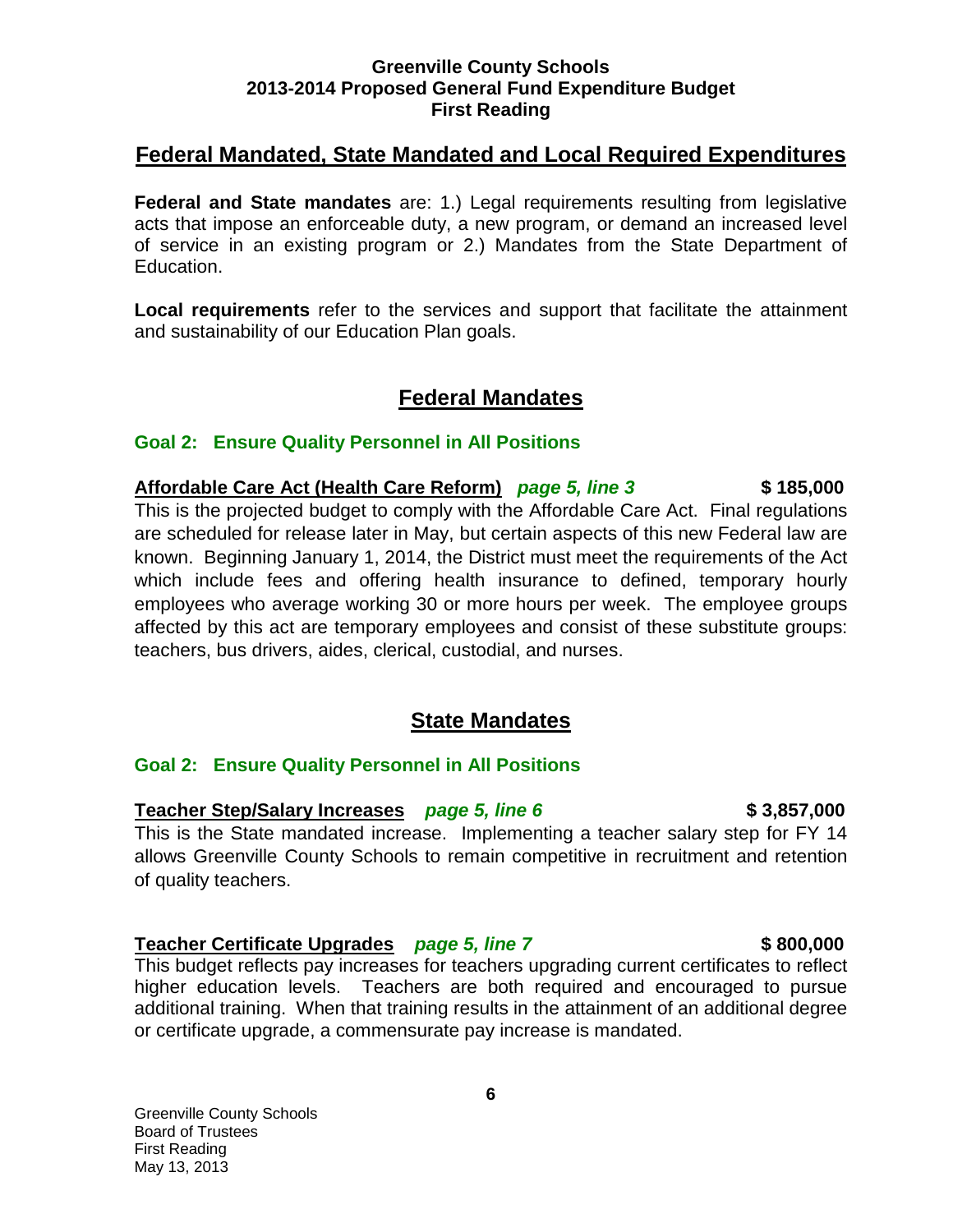# Federal Mandated, State Mandated and Local Required Expenditures

**Federal and State mandates** are: 1.) Legal requirements resulting from legislative acts that impose an enforceable duty, a new program, or demand an increased level of service in an existing program or 2.) Mandates from the State Department of Education.

**Local requirements** refer to the services and support that facilitate the attainment and sustainability of our Education Plan goals.

## Federal Mandates

### Goal 2: Ensure Quality Personnel in All Positions

**Affordable Care Act (Health Care Reform)** ***page 5, line 3*** **$ 185,000**

This is the projected budget to comply with the Affordable Care Act. Final regulations are scheduled for release later in May, but certain aspects of this new Federal law are known. Beginning January 1, 2014, the District must meet the requirements of the Act which include fees and offering health insurance to defined, temporary hourly employees who average working 30 or more hours per week. The employee groups affected by this act are temporary employees and consist of these substitute groups: teachers, bus drivers, aides, clerical, custodial, and nurses.

## State Mandates

### Goal 2: Ensure Quality Personnel in All Positions

**Teacher Step/Salary Increases** ***page 5, line 6*** **$ 3,857,000**

This is the State mandated increase. Implementing a teacher salary step for FY 14 allows Greenville County Schools to remain competitive in recruitment and retention of quality teachers.

**Teacher Certificate Upgrades** ***page 5, line 7*** **$ 800,000**

This budget reflects pay increases for teachers upgrading current certificates to reflect higher education levels. Teachers are both required and encouraged to pursue additional training. When that training results in the attainment of an additional degree or certificate upgrade, a commensurate pay increase is mandated.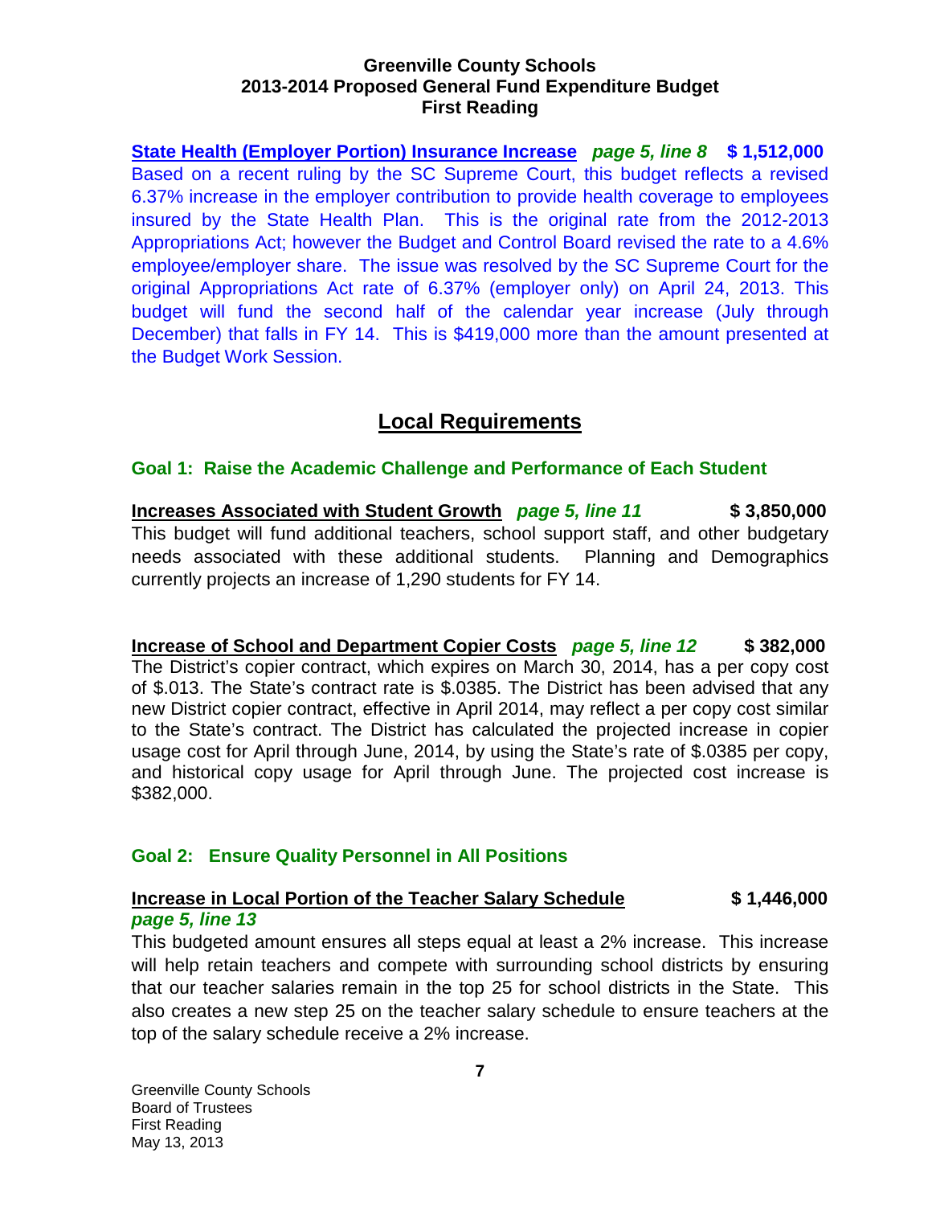**State Health (Employer Portion) Insurance Increase** ***page 5, line 8*** **$ 1,512,000**
Based on a recent ruling by the SC Supreme Court, this budget reflects a revised 6.37% increase in the employer contribution to provide health coverage to employees insured by the State Health Plan. This is the original rate from the 2012-2013 Appropriations Act; however the Budget and Control Board revised the rate to a 4.6% employee/employer share. The issue was resolved by the SC Supreme Court for the original Appropriations Act rate of 6.37% (employer only) on April 24, 2013. This budget will fund the second half of the calendar year increase (July through December) that falls in FY 14. This is $419,000 more than the amount presented at the Budget Work Session.

## Local Requirements

### Goal 1: Raise the Academic Challenge and Performance of Each Student

**Increases Associated with Student Growth** ***page 5, line 11*** **$ 3,850,000**
This budget will fund additional teachers, school support staff, and other budgetary needs associated with these additional students. Planning and Demographics currently projects an increase of 1,290 students for FY 14.

**Increase of School and Department Copier Costs** ***page 5, line 12*** **$ 382,000**
The District's copier contract, which expires on March 30, 2014, has a per copy cost of $.013. The State's contract rate is $.0385. The District has been advised that any new District copier contract, effective in April 2014, may reflect a per copy cost similar to the State's contract. The District has calculated the projected increase in copier usage cost for April through June, 2014, by using the State's rate of $.0385 per copy, and historical copy usage for April through June. The projected cost increase is $382,000.

### Goal 2: Ensure Quality Personnel in All Positions

**Increase in Local Portion of the Teacher Salary Schedule** **$ 1,446,000**
***page 5, line 13***
This budgeted amount ensures all steps equal at least a 2% increase. This increase will help retain teachers and compete with surrounding school districts by ensuring that our teacher salaries remain in the top 25 for school districts in the State. This also creates a new step 25 on the teacher salary schedule to ensure teachers at the top of the salary schedule receive a 2% increase.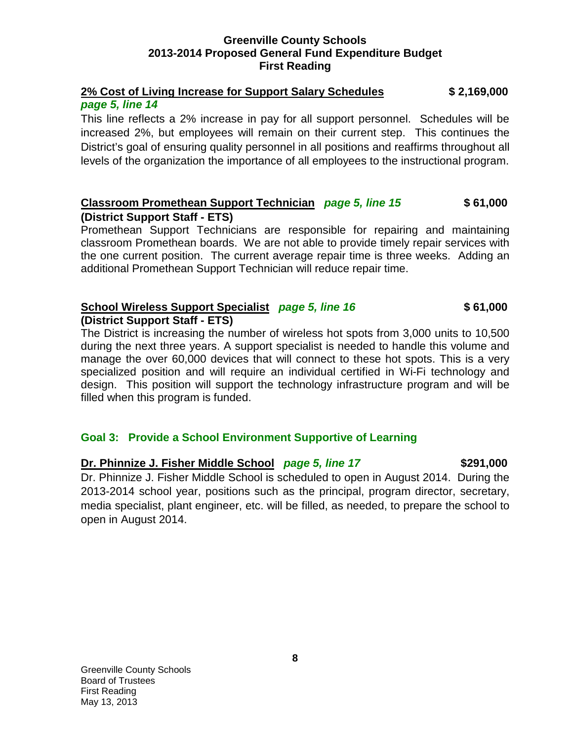**2% Cost of Living Increase for Support Salary Schedules** **$ 2,169,000**
***page 5, line 14***

This line reflects a 2% increase in pay for all support personnel. Schedules will be increased 2%, but employees will remain on their current step. This continues the District's goal of ensuring quality personnel in all positions and reaffirms throughout all levels of the organization the importance of all employees to the instructional program.

**Classroom Promethean Support Technician** ***page 5, line 15*** **$ 61,000**
**(District Support Staff - ETS)**

Promethean Support Technicians are responsible for repairing and maintaining classroom Promethean boards. We are not able to provide timely repair services with the one current position. The current average repair time is three weeks. Adding an additional Promethean Support Technician will reduce repair time.

**School Wireless Support Specialist** ***page 5, line 16*** **$ 61,000**
**(District Support Staff - ETS)**

The District is increasing the number of wireless hot spots from 3,000 units to 10,500 during the next three years. A support specialist is needed to handle this volume and manage the over 60,000 devices that will connect to these hot spots. This is a very specialized position and will require an individual certified in Wi-Fi technology and design. This position will support the technology infrastructure program and will be filled when this program is funded.

## Goal 3: Provide a School Environment Supportive of Learning

**Dr. Phinnize J. Fisher Middle School** ***page 5, line 17*** **$291,000**

Dr. Phinnize J. Fisher Middle School is scheduled to open in August 2014. During the 2013-2014 school year, positions such as the principal, program director, secretary, media specialist, plant engineer, etc. will be filled, as needed, to prepare the school to open in August 2014.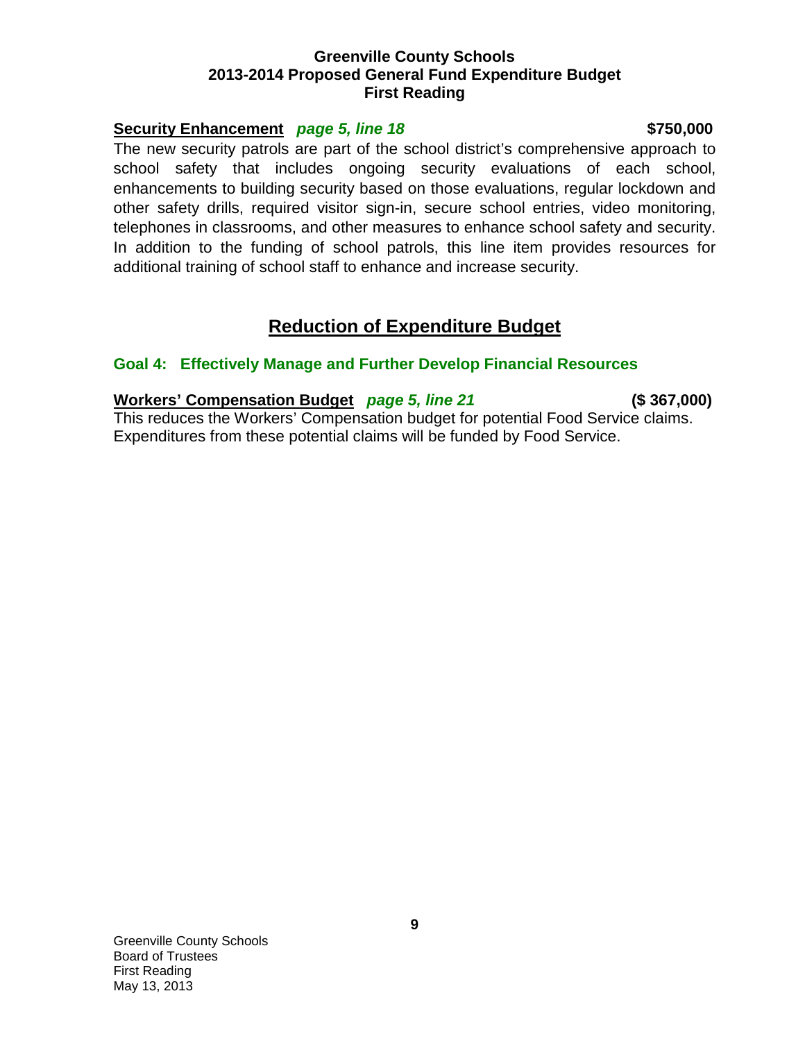**Security Enhancement** ***page 5, line 18*** **$750,000**

The new security patrols are part of the school district's comprehensive approach to school safety that includes ongoing security evaluations of each school, enhancements to building security based on those evaluations, regular lockdown and other safety drills, required visitor sign-in, secure school entries, video monitoring, telephones in classrooms, and other measures to enhance school safety and security. In addition to the funding of school patrols, this line item provides resources for additional training of school staff to enhance and increase security.

## Reduction of Expenditure Budget

### Goal 4: Effectively Manage and Further Develop Financial Resources

**Workers' Compensation Budget** ***page 5, line 21*** **($ 367,000)**

This reduces the Workers' Compensation budget for potential Food Service claims. Expenditures from these potential claims will be funded by Food Service.